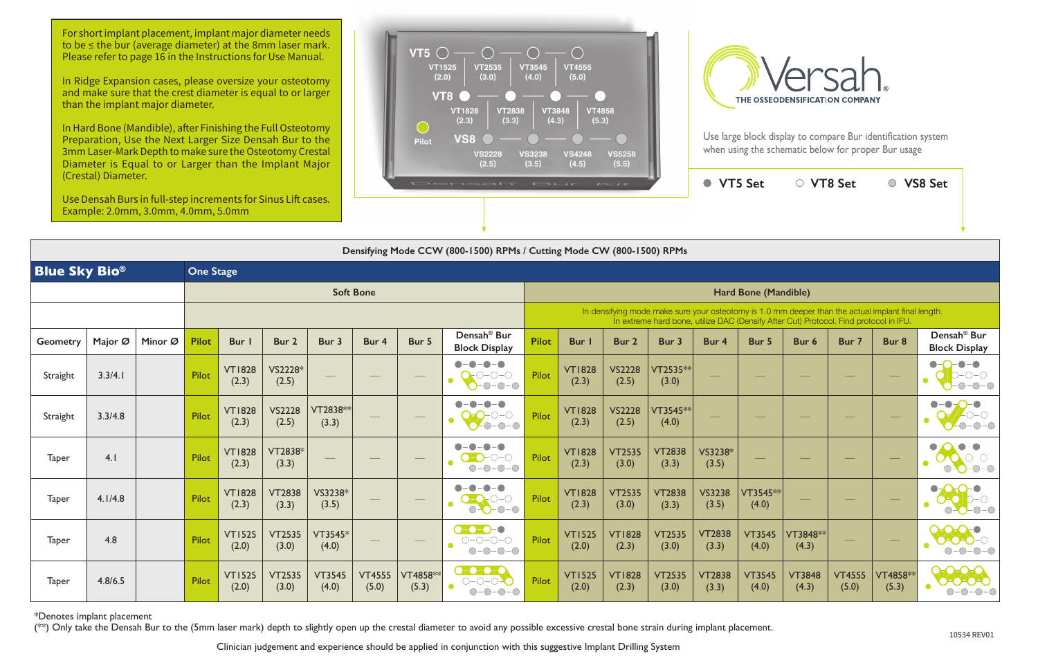For short implant placement, implant major diameter needs to be ≤ the bur (average diameter) at the 8mm laser mark. Please refer to page 16 in the Instructions for Use Manual.

In Ridge Expansion cases, please oversize your osteotomy and make sure that the crest diameter is equal to or larger than the implant major diameter.

In Hard Bone (Mandible), after Finishing the Full Osteotomy Preparation, Use the Next Larger Size Densah Bur to the 3mm Laser-Mark Depth to make sure the Osteotomy Crestal Diameter is Equal to or Larger than the Implant Major (Crestal) Diameter.

Use Densah Burs in full-step increments for Sinus Lift cases. Example: 2.0mm, 3.0mm, 4.0mm, 5.0mm

VT5: VT1525 (2.0), VT2535 (3.0), VT3545 (4.0), VT4555 (5.0)

VT8: VT1828 (2.3), VT2838 (3.3), VT3848 (4.3), VT4858 (5.3)

Pilot

VS8: VS2228 (2.5), VS3238 (3.5), VS4248 (4.5), VS5258 (5.5)

Densah Bur Kit

Versah® THE OSSEODENSIFICATION COMPANY

Use large block display to compare Bur identification system when using the schematic below for proper Bur usage

● VT5 Set ○ VT8 Set ● VS8 Set

Densifying Mode CCW (800-1500) RPMs / Cutting Mode CW (800-1500) RPMs

| Blue Sky Bio® | | | One Stage | | | | | | | | | | | | | | | | | |
|---|---|---|---|---|---|---|---|---|---|---|---|---|---|---|---|---|---|---|---|---|
| | | | Soft Bone | | | | | | | Hard Bone (Mandible) | | | | | | | | | | |
| | | | | | | | | | | In densifying mode make sure your osteotomy is 1.0 mm deeper than the actual implant final length. In extreme hard bone, utilize DAC (Densify After Cut) Protocol. Find protocol in IFU. | | | | | | | | | | |
| Geometry | Major Ø | Minor Ø | Pilot | Bur 1 | Bur 2 | Bur 3 | Bur 4 | Bur 5 | Densah® Bur Block Display | Pilot | Bur 1 | Bur 2 | Bur 3 | Bur 4 | Bur 5 | Bur 6 | Bur 7 | Bur 8 | Densah® Bur Block Display |
| Straight | 3.3/4.1 | | Pilot | VT1828 (2.3) | VS2228* (2.5) | — | — | — | | Pilot | VT1828 (2.3) | VS2228 (2.5) | VT2535** (3.0) | — | — | — | — | — | |
| Straight | 3.3/4.8 | | Pilot | VT1828 (2.3) | VS2228 (2.5) | VT2838** (3.3) | — | — | | Pilot | VT1828 (2.3) | VS2228 (2.5) | VT3545** (4.0) | — | — | — | — | — | |
| Taper | 4.1 | | Pilot | VT1828 (2.3) | VT2838* (3.3) | — | — | — | | Pilot | VT1828 (2.3) | VT2535 (3.0) | VT2838 (3.3) | VS3238* (3.5) | — | — | — | — | |
| Taper | 4.1/4.8 | | Pilot | VT1828 (2.3) | VT2838 (3.3) | VS3238* (3.5) | — | — | | Pilot | VT1828 (2.3) | VT2535 (3.0) | VT2838 (3.3) | VS3238 (3.5) | VT3545** (4.0) | — | — | — | |
| Taper | 4.8 | | Pilot | VT1525 (2.0) | VT2535 (3.0) | VT3545* (4.0) | — | — | | Pilot | VT1525 (2.0) | VT1828 (2.3) | VT2535 (3.0) | VT2838 (3.3) | VT3545 (4.0) | VT3848** (4.3) | — | — | |
| Taper | 4.8/6.5 | | Pilot | VT1525 (2.0) | VT2535 (3.0) | VT3545 (4.0) | VT4555 (5.0) | VT4858** (5.3) | | Pilot | VT1525 (2.0) | VT1828 (2.3) | VT2535 (3.0) | VT2838 (3.3) | VT3545 (4.0) | VT3848 (4.3) | VT4555 (5.0) | VT4858** (5.3) | |

*Denotes implant placement

(**) Only take the Densah Bur to the (5mm laser mark) depth to slightly open up the crestal diameter to avoid any possible excessive crestal bone strain during implant placement.

Clinician judgement and experience should be applied in conjunction with this suggestive Implant Drilling System

10534 REV01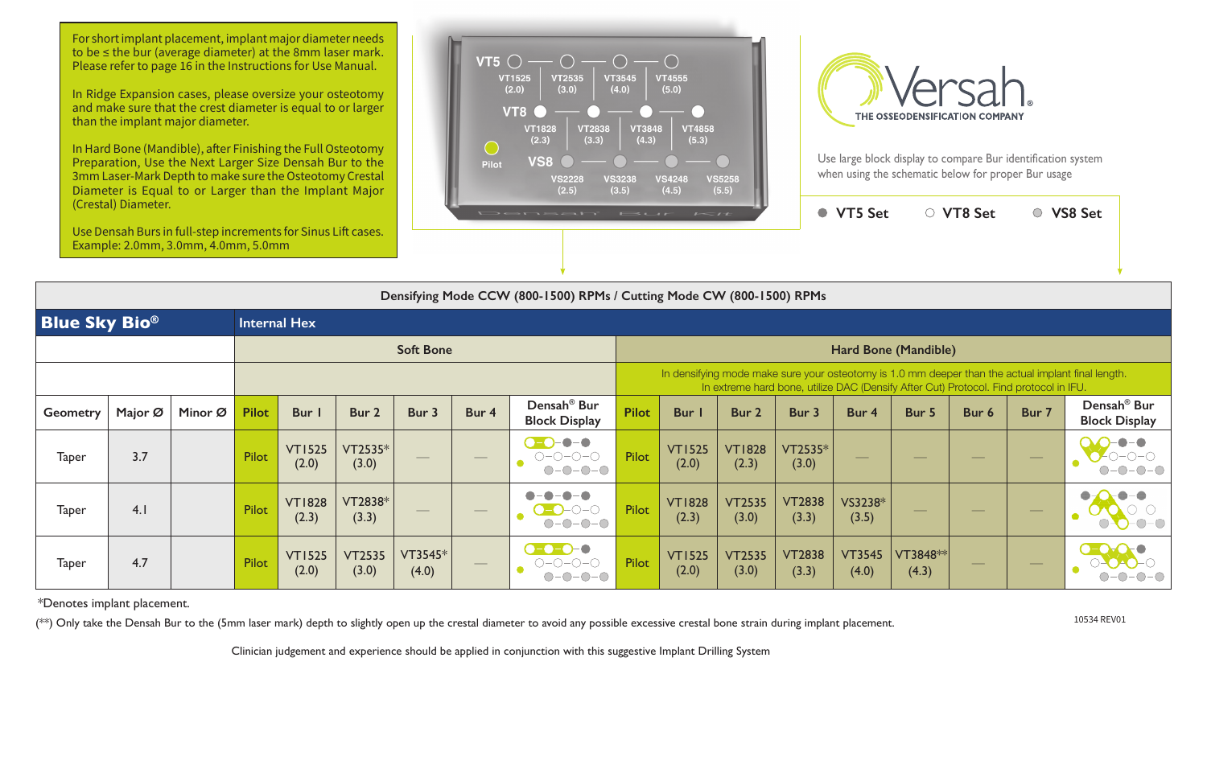For short implant placement, implant major diameter needs to be ≤ the bur (average diameter) at the 8mm laser mark. Please refer to page 16 in the Instructions for Use Manual.

In Ridge Expansion cases, please oversize your osteotomy and make sure that the crest diameter is equal to or larger than the implant major diameter.

In Hard Bone (Mandible), after Finishing the Full Osteotomy Preparation, Use the Next Larger Size Densah Bur to the 3mm Laser-Mark Depth to make sure the Osteotomy Crestal Diameter is Equal to or Larger than the Implant Major (Crestal) Diameter.

Use Densah Burs in full-step increments for Sinus Lift cases. Example: 2.0mm, 3.0mm, 4.0mm, 5.0mm

VT5: VT1525 (2.0) — VT2535 (3.0) — VT3545 (4.0) — VT4555 (5.0)

VT8: VT1828 (2.3) — VT2838 (3.3) — VT3848 (4.3) — VT4858 (5.3)

Pilot

VS8: VS2228 (2.5) — VS3238 (3.5) — VS4248 (4.5) — VS5258 (5.5)

Densah Bur Kit

Versah® THE OSSEODENSIFICATION COMPANY

Use large block display to compare Bur identification system when using the schematic below for proper Bur usage

● VT5 Set ○ VT8 Set ● VS8 Set

| Densifying Mode CCW (800-1500) RPMs / Cutting Mode CW (800-1500) RPMs | | | | | | | | | | | | | | | | | | |
|---|---|---|---|---|---|---|---|---|---|---|---|---|---|---|---|---|---|---|
| **Blue Sky Bio®** | | | Internal Hex | | | | | | | | | | | | | | | |
| | | | Soft Bone | | | | | | Hard Bone (Mandible) | | | | | | | | | |
| | | | | | | | | | In densifying mode make sure your osteotomy is 1.0 mm deeper than the actual implant final length. In extreme hard bone, utilize DAC (Densify After Cut) Protocol. Find protocol in IFU. | | | | | | | | | |
| Geometry | Major Ø | Minor Ø | Pilot | Bur 1 | Bur 2 | Bur 3 | Bur 4 | Densah® Bur Block Display | Pilot | Bur 1 | Bur 2 | Bur 3 | Bur 4 | Bur 5 | Bur 6 | Bur 7 | Densah® Bur Block Display |
| Taper | 3.7 | | Pilot | VT1525 (2.0) | VT2535* (3.0) | — | — | | Pilot | VT1525 (2.0) | VT1828 (2.3) | VT2535* (3.0) | — | — | — | — | |
| Taper | 4.1 | | Pilot | VT1828 (2.3) | VT2838* (3.3) | — | — | | Pilot | VT1828 (2.3) | VT2535 (3.0) | VT2838 (3.3) | VS3238* (3.5) | — | — | — | |
| Taper | 4.7 | | Pilot | VT1525 (2.0) | VT2535 (3.0) | VT3545* (4.0) | — | | Pilot | VT1525 (2.0) | VT2535 (3.0) | VT2838 (3.3) | VT3545 (4.0) | VT3848** (4.3) | — | — | |

*Denotes implant placement.

(**) Only take the Densah Bur to the (5mm laser mark) depth to slightly open up the crestal diameter to avoid any possible excessive crestal bone strain during implant placement.

10534 REV01

Clinician judgement and experience should be applied in conjunction with this suggestive Implant Drilling System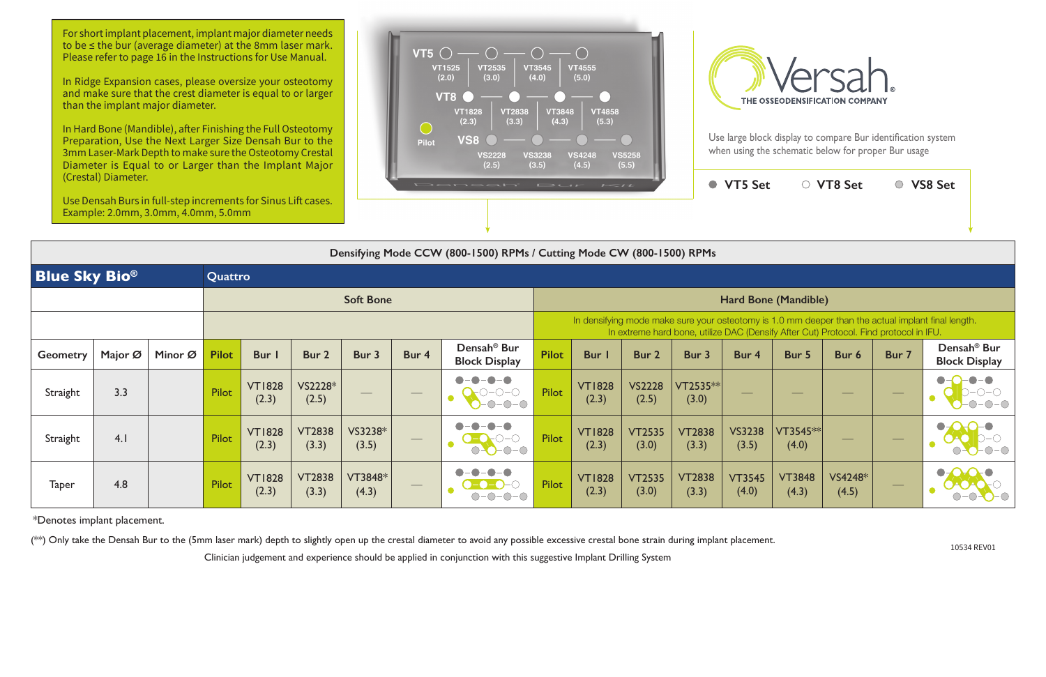For short implant placement, implant major diameter needs to be ≤ the bur (average diameter) at the 8mm laser mark. Please refer to page 16 in the Instructions for Use Manual.

In Ridge Expansion cases, please oversize your osteotomy and make sure that the crest diameter is equal to or larger than the implant major diameter.

In Hard Bone (Mandible), after Finishing the Full Osteotomy Preparation, Use the Next Larger Size Densah Bur to the 3mm Laser-Mark Depth to make sure the Osteotomy Crestal Diameter is Equal to or Larger than the Implant Major (Crestal) Diameter.

Use Densah Burs in full-step increments for Sinus Lift cases. Example: 2.0mm, 3.0mm, 4.0mm, 5.0mm

VT5: VT1525 (2.0), VT2535 (3.0), VT3545 (4.0), VT4555 (5.0)

VT8: VT1828 (2.3), VT2838 (3.3), VT3848 (4.3), VT4858 (5.3)

Pilot

VS8: VS2228 (2.5), VS3238 (3.5), VS4248 (4.5), VS5258 (5.5)

Densah Bur Kit

Versah® THE OSSEODENSIFICATION COMPANY

Use large block display to compare Bur identification system when using the schematic below for proper Bur usage

● VT5 Set ○ VT8 Set ◎ VS8 Set

**Densifying Mode CCW (800-1500) RPMs / Cutting Mode CW (800-1500) RPMs**

| **Blue Sky Bio®** | | | **Quattro** | | | | | | | | | | | | | | | |
|---|---|---|---|---|---|---|---|---|---|---|---|---|---|---|---|---|---|---|
| | | | Soft Bone | | | | | | Hard Bone (Mandible) | | | | | | | | | |
| | | | | | | | | | In densifying mode make sure your osteotomy is 1.0 mm deeper than the actual implant final length. In extreme hard bone, utilize DAC (Densify After Cut) Protocol. Find protocol in IFU. | | | | | | | | | |
| Geometry | Major Ø | Minor Ø | Pilot | Bur 1 | Bur 2 | Bur 3 | Bur 4 | Densah® Bur Block Display | Pilot | Bur 1 | Bur 2 | Bur 3 | Bur 4 | Bur 5 | Bur 6 | Bur 7 | Densah® Bur Block Display |
| Straight | 3.3 | | Pilot | VT1828 (2.3) | VS2228* (2.5) | — | — | | Pilot | VT1828 (2.3) | VS2228 (2.5) | VT2535** (3.0) | — | — | — | — | |
| Straight | 4.1 | | Pilot | VT1828 (2.3) | VT2838 (3.3) | VS3238* (3.5) | — | | Pilot | VT1828 (2.3) | VT2535 (3.0) | VT2838 (3.3) | VS3238 (3.5) | VT3545** (4.0) | — | — | |
| Taper | 4.8 | | Pilot | VT1828 (2.3) | VT2838 (3.3) | VT3848* (4.3) | — | | Pilot | VT1828 (2.3) | VT2535 (3.0) | VT2838 (3.3) | VT3545 (4.0) | VT3848 (4.3) | VS4248* (4.5) | — | |

*Denotes implant placement.

(**) Only take the Densah Bur to the (5mm laser mark) depth to slightly open up the crestal diameter to avoid any possible excessive crestal bone strain during implant placement.

Clinician judgement and experience should be applied in conjunction with this suggestive Implant Drilling System

10534 REV01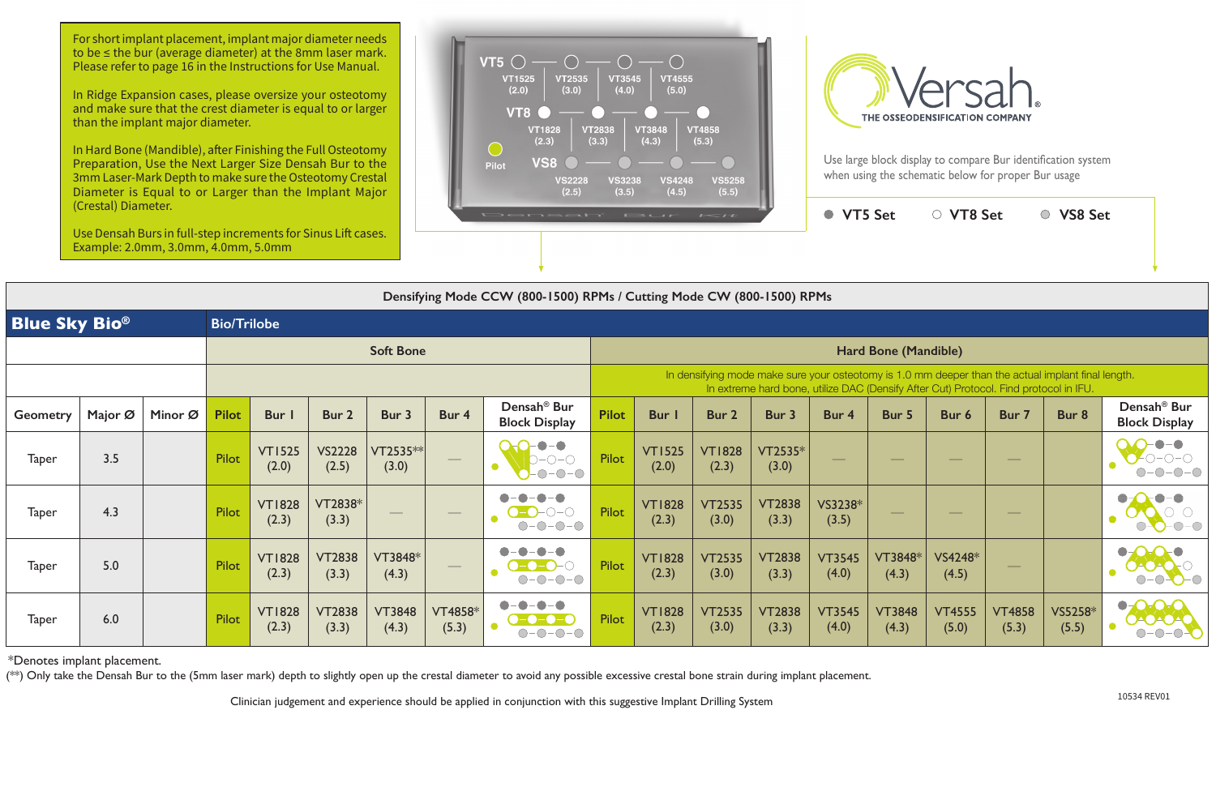For short implant placement, implant major diameter needs to be ≤ the bur (average diameter) at the 8mm laser mark. Please refer to page 16 in the Instructions for Use Manual.

In Ridge Expansion cases, please oversize your osteotomy and make sure that the crest diameter is equal to or larger than the implant major diameter.

In Hard Bone (Mandible), after Finishing the Full Osteotomy Preparation, Use the Next Larger Size Densah Bur to the 3mm Laser-Mark Depth to make sure the Osteotomy Crestal Diameter is Equal to or Larger than the Implant Major (Crestal) Diameter.

Use Densah Burs in full-step increments for Sinus Lift cases. Example: 2.0mm, 3.0mm, 4.0mm, 5.0mm

VT5: VT1525 (2.0) — VT2535 (3.0) — VT3545 (4.0) — VT4555 (5.0)

VT8: VT1828 (2.3) — VT2838 (3.3) — VT3848 (4.3) — VT4858 (5.3)

Pilot

VS8: VS2228 (2.5) — VS3238 (3.5) — VS4248 (4.5) — VS5258 (5.5)

Densah Bur Kit

Versah® THE OSSEODENSIFICATION COMPANY

Use large block display to compare Bur identification system when using the schematic below for proper Bur usage

● VT5 Set ○ VT8 Set ◎ VS8 Set

| Densifying Mode CCW (800-1500) RPMs / Cutting Mode CW (800-1500) RPMs | | | | | | | | | | | | | | | | | | |
|---|---|---|---|---|---|---|---|---|---|---|---|---|---|---|---|---|---|---|
| **Blue Sky Bio®** | | | Bio/Trilobe | | | | | | | | | | | | | | | |
| | | | Soft Bone | | | | | | Hard Bone (Mandible) | | | | | | | | | |
| | | | | | | | | | In densifying mode make sure your osteotomy is 1.0 mm deeper than the actual implant final length. In extreme hard bone, utilize DAC (Densify After Cut) Protocol. Find protocol in IFU. | | | | | | | | | |
| Geometry | Major Ø | Minor Ø | Pilot | Bur 1 | Bur 2 | Bur 3 | Bur 4 | Densah® Bur Block Display | Pilot | Bur 1 | Bur 2 | Bur 3 | Bur 4 | Bur 5 | Bur 6 | Bur 7 | Bur 8 | Densah® Bur Block Display |
| Taper | 3.5 | | Pilot | VT1525 (2.0) | VS2228 (2.5) | VT2535** (3.0) | — | | Pilot | VT1525 (2.0) | VT1828 (2.3) | VT2535* (3.0) | — | — | — | — | | |
| Taper | 4.3 | | Pilot | VT1828 (2.3) | VT2838* (3.3) | — | — | | Pilot | VT1828 (2.3) | VT2535 (3.0) | VT2838 (3.3) | VS3238* (3.5) | — | — | — | | |
| Taper | 5.0 | | Pilot | VT1828 (2.3) | VT2838 (3.3) | VT3848* (4.3) | — | | Pilot | VT1828 (2.3) | VT2535 (3.0) | VT2838 (3.3) | VT3545 (4.0) | VT3848* (4.3) | VS4248* (4.5) | — | | |
| Taper | 6.0 | | Pilot | VT1828 (2.3) | VT2838 (3.3) | VT3848 (4.3) | VT4858* (5.3) | | Pilot | VT1828 (2.3) | VT2535 (3.0) | VT2838 (3.3) | VT3545 (4.0) | VT3848 (4.3) | VT4555 (5.0) | VT4858 (5.3) | VS5258* (5.5) | |

*Denotes implant placement.

(**) Only take the Densah Bur to the (5mm laser mark) depth to slightly open up the crestal diameter to avoid any possible excessive crestal bone strain during implant placement.

Clinician judgement and experience should be applied in conjunction with this suggestive Implant Drilling System

10534 REV01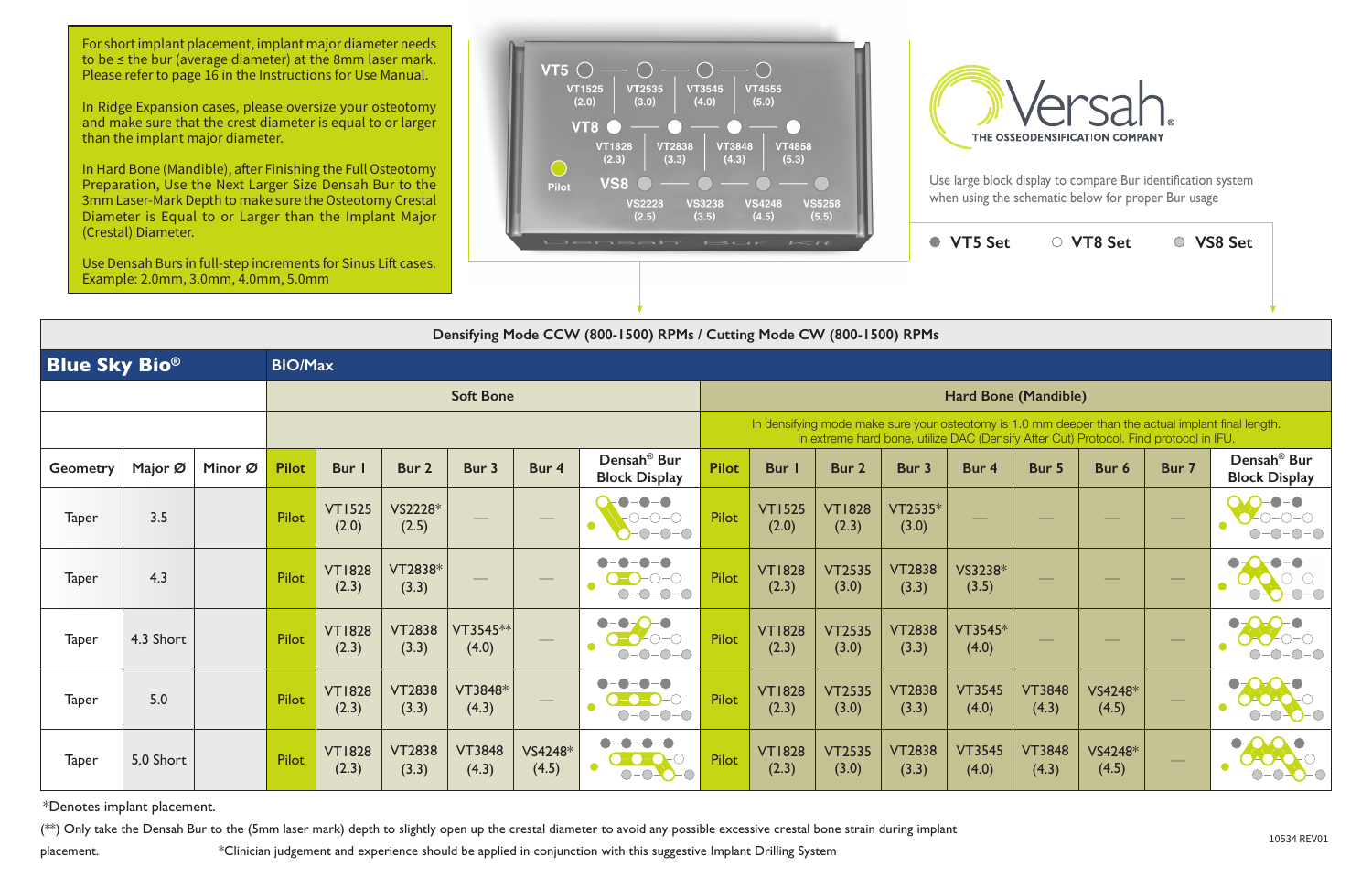For short implant placement, implant major diameter needs to be ≤ the bur (average diameter) at the 8mm laser mark. Please refer to page 16 in the Instructions for Use Manual.

In Ridge Expansion cases, please oversize your osteotomy and make sure that the crest diameter is equal to or larger than the implant major diameter.

In Hard Bone (Mandible), after Finishing the Full Osteotomy Preparation, Use the Next Larger Size Densah Bur to the 3mm Laser-Mark Depth to make sure the Osteotomy Crestal Diameter is Equal to or Larger than the Implant Major (Crestal) Diameter.

Use Densah Burs in full-step increments for Sinus Lift cases. Example: 2.0mm, 3.0mm, 4.0mm, 5.0mm

VT5: VT1525 (2.0) — VT2535 (3.0) — VT3545 (4.0) — VT4555 (5.0)

VT8: VT1828 (2.3) — VT2838 (3.3) — VT3848 (4.3) — VT4858 (5.3)

Pilot

VS8: VS2228 (2.5) — VS3238 (3.5) — VS4248 (4.5) — VS5258 (5.5)

Densah Bur Kit

Versah® THE OSSEODENSIFICATION COMPANY

Use large block display to compare Bur identification system when using the schematic below for proper Bur usage

● VT5 Set ○ VT8 Set ◉ VS8 Set

**Densifying Mode CCW (800-1500) RPMs / Cutting Mode CW (800-1500) RPMs**

## Blue Sky Bio® — BIO/Max

| | | | Soft Bone | | | | | | Hard Bone (Mandible) | | | | | | | | | |
|---|---|---|---|---|---|---|---|---|---|---|---|---|---|---|---|---|---|---|
| | | | | | | | | | In densifying mode make sure your osteotomy is 1.0 mm deeper than the actual implant final length. In extreme hard bone, utilize DAC (Densify After Cut) Protocol. Find protocol in IFU. | | | | | | | | | |
| **Geometry** | **Major Ø** | **Minor Ø** | **Pilot** | **Bur 1** | **Bur 2** | **Bur 3** | **Bur 4** | **Densah® Bur Block Display** | **Pilot** | **Bur 1** | **Bur 2** | **Bur 3** | **Bur 4** | **Bur 5** | **Bur 6** | **Bur 7** | **Densah® Bur Block Display** |
| Taper | 3.5 | | Pilot | VT1525 (2.0) | VS2228* (2.5) | — | — | | Pilot | VT1525 (2.0) | VT1828 (2.3) | VT2535* (3.0) | — | — | — | — | |
| Taper | 4.3 | | Pilot | VT1828 (2.3) | VT2838* (3.3) | — | — | | Pilot | VT1828 (2.3) | VT2535 (3.0) | VT2838 (3.3) | VS3238* (3.5) | — | — | — | |
| Taper | 4.3 Short | | Pilot | VT1828 (2.3) | VT2838 (3.3) | VT3545** (4.0) | — | | Pilot | VT1828 (2.3) | VT2535 (3.0) | VT2838 (3.3) | VT3545* (4.0) | — | — | — | |
| Taper | 5.0 | | Pilot | VT1828 (2.3) | VT2838 (3.3) | VT3848* (4.3) | — | | Pilot | VT1828 (2.3) | VT2535 (3.0) | VT2838 (3.3) | VT3545 (4.0) | VT3848 (4.3) | VS4248* (4.5) | — | |
| Taper | 5.0 Short | | Pilot | VT1828 (2.3) | VT2838 (3.3) | VT3848 (4.3) | VS4248* (4.5) | | Pilot | VT1828 (2.3) | VT2535 (3.0) | VT2838 (3.3) | VT3545 (4.0) | VT3848 (4.3) | VS4248* (4.5) | — | |

*Denotes implant placement.

(**) Only take the Densah Bur to the (5mm laser mark) depth to slightly open up the crestal diameter to avoid any possible excessive crestal bone strain during implant placement.

*Clinician judgement and experience should be applied in conjunction with this suggestive Implant Drilling System

10534 REV01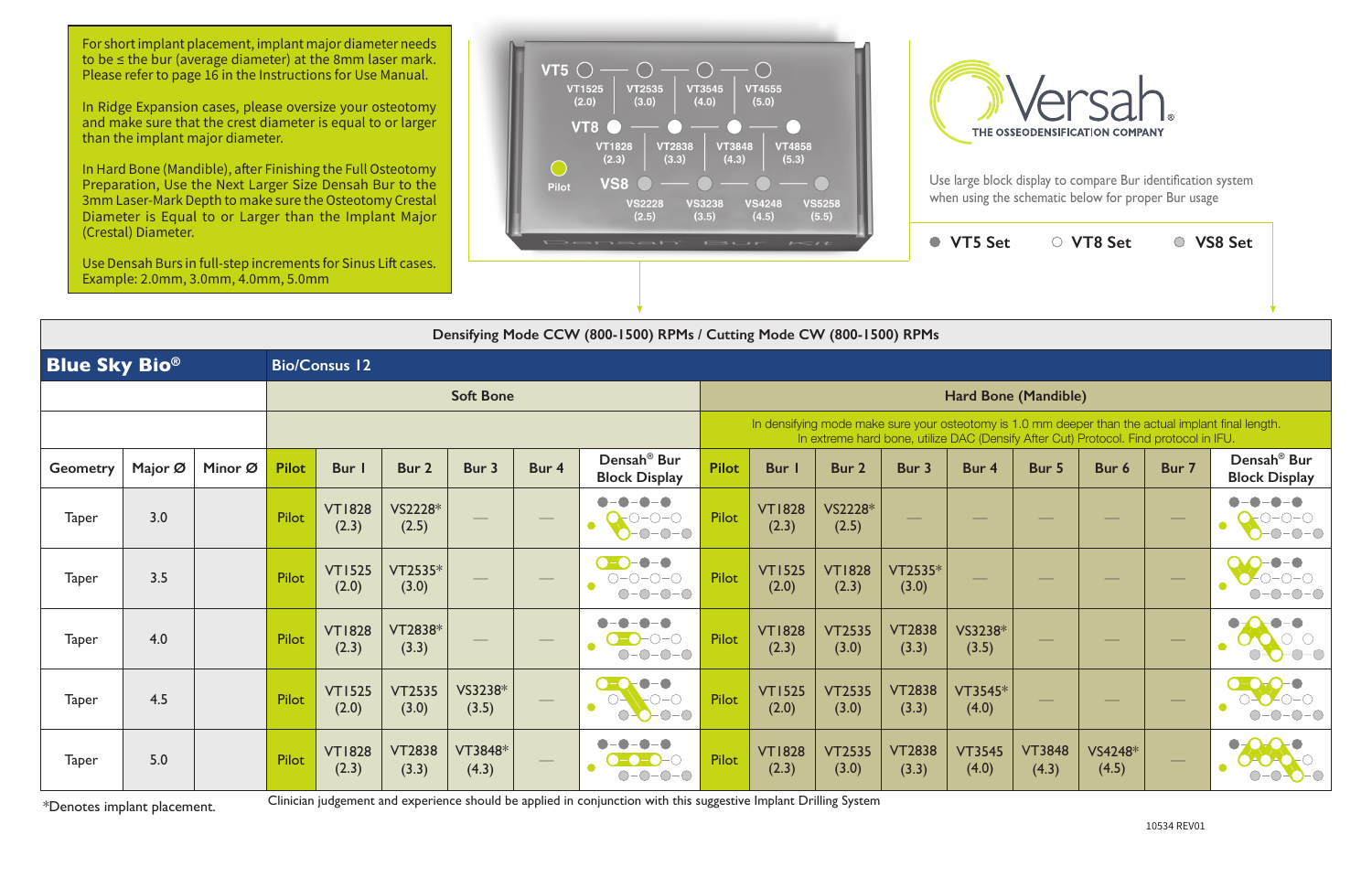For short implant placement, implant major diameter needs to be ≤ the bur (average diameter) at the 8mm laser mark. Please refer to page 16 in the Instructions for Use Manual.

In Ridge Expansion cases, please oversize your osteotomy and make sure that the crest diameter is equal to or larger than the implant major diameter.

In Hard Bone (Mandible), after Finishing the Full Osteotomy Preparation, Use the Next Larger Size Densah Bur to the 3mm Laser-Mark Depth to make sure the Osteotomy Crestal Diameter is Equal to or Larger than the Implant Major (Crestal) Diameter.

Use Densah Burs in full-step increments for Sinus Lift cases. Example: 2.0mm, 3.0mm, 4.0mm, 5.0mm

VT5: VT1525 (2.0), VT2535 (3.0), VT3545 (4.0), VT4555 (5.0)

VT8: VT1828 (2.3), VT2838 (3.3), VT3848 (4.3), VT4858 (5.3)

Pilot

VS8: VS2228 (2.5), VS3238 (3.5), VS4248 (4.5), VS5258 (5.5)

Densah Bur Kit

Versah® THE OSSEODENSIFICATION COMPANY

Use large block display to compare Bur identification system when using the schematic below for proper Bur usage

● VT5 Set ○ VT8 Set ◎ VS8 Set

Densifying Mode CCW (800-1500) RPMs / Cutting Mode CW (800-1500) RPMs

| Blue Sky Bio® | | | Bio/Consus 12 | | | | | | | | | | | | | | |
|---|---|---|---|---|---|---|---|---|---|---|---|---|---|---|---|---|---|
| | | | Soft Bone | | | | | | Hard Bone (Mandible) | | | | | | | | |
| | | | | | | | | | In densifying mode make sure your osteotomy is 1.0 mm deeper than the actual implant final length. In extreme hard bone, utilize DAC (Densify After Cut) Protocol. Find protocol in IFU. | | | | | | | | |
| Geometry | Major Ø | Minor Ø | Pilot | Bur 1 | Bur 2 | Bur 3 | Bur 4 | Densah® Bur Block Display | Pilot | Bur 1 | Bur 2 | Bur 3 | Bur 4 | Bur 5 | Bur 6 | Bur 7 | Densah® Bur Block Display |
| Taper | 3.0 | | Pilot | VT1828 (2.3) | VS2228* (2.5) | — | — | | Pilot | VT1828 (2.3) | VS2228* (2.5) | — | — | — | — | — | |
| Taper | 3.5 | | Pilot | VT1525 (2.0) | VT2535* (3.0) | — | — | | Pilot | VT1525 (2.0) | VT1828 (2.3) | VT2535* (3.0) | — | — | — | — | |
| Taper | 4.0 | | Pilot | VT1828 (2.3) | VT2838* (3.3) | — | — | | Pilot | VT1828 (2.3) | VT2535 (3.0) | VT2838 (3.3) | VS3238* (3.5) | — | — | — | |
| Taper | 4.5 | | Pilot | VT1525 (2.0) | VT2535 (3.0) | VS3238* (3.5) | — | | Pilot | VT1525 (2.0) | VT2535 (3.0) | VT2838 (3.3) | VT3545* (4.0) | — | — | — | |
| Taper | 5.0 | | Pilot | VT1828 (2.3) | VT2838 (3.3) | VT3848* (4.3) | — | | Pilot | VT1828 (2.3) | VT2535 (3.0) | VT2838 (3.3) | VT3545 (4.0) | VT3848 (4.3) | VS4248* (4.5) | — | |

*Denotes implant placement.

Clinician judgement and experience should be applied in conjunction with this suggestive Implant Drilling System

10534 REV01